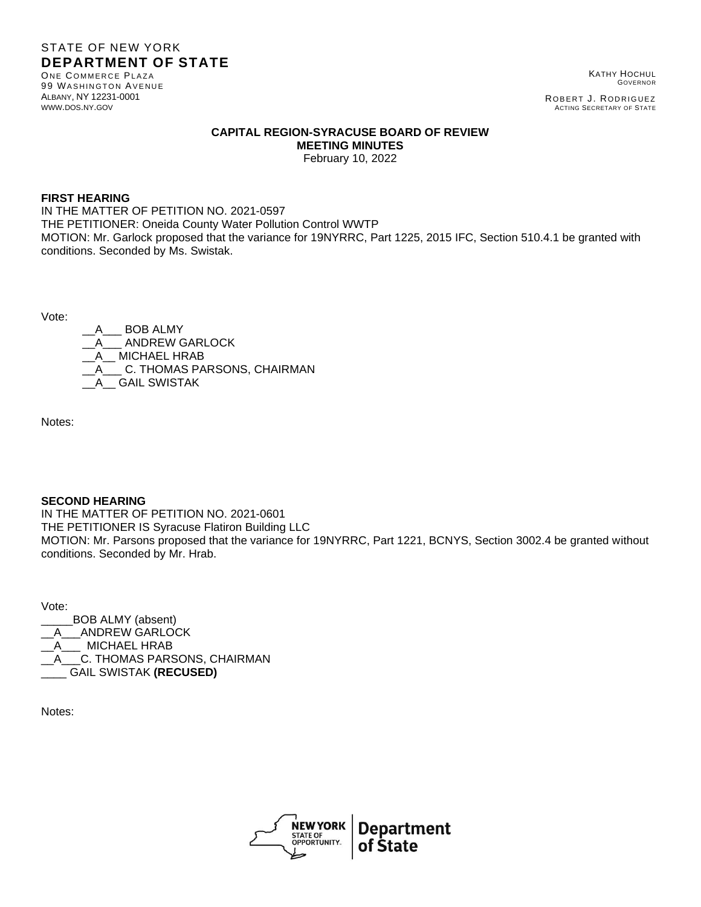STATE OF NEW YORK
**DEPARTMENT OF STATE**
ONE COMMERCE PLAZA
99 WASHINGTON AVENUE
ALBANY, NY 12231-0001
WWW.DOS.NY.GOV

KATHY HOCHUL
GOVERNOR

ROBERT J. RODRIGUEZ
ACTING SECRETARY OF STATE

**CAPITAL REGION-SYRACUSE BOARD OF REVIEW**
**MEETING MINUTES**
February 10, 2022

**FIRST HEARING**
IN THE MATTER OF PETITION NO. 2021-0597
THE PETITIONER: Oneida County Water Pollution Control WWTP
MOTION: Mr. Garlock proposed that the variance for 19NYRRC, Part 1225, 2015 IFC, Section 510.4.1 be granted with conditions. Seconded by Ms. Swistak.

Vote:

__A___ BOB ALMY
__A___ ANDREW GARLOCK
__A__ MICHAEL HRAB
__A___ C. THOMAS PARSONS, CHAIRMAN
__A__ GAIL SWISTAK

Notes:

**SECOND HEARING**
IN THE MATTER OF PETITION NO. 2021-0601
THE PETITIONER IS Syracuse Flatiron Building LLC
MOTION: Mr. Parsons proposed that the variance for 19NYRRC, Part 1221, BCNYS, Section 3002.4 be granted without conditions. Seconded by Mr. Hrab.

Vote:

_____BOB ALMY (absent)
__A___ANDREW GARLOCK
__A___ MICHAEL HRAB
__A___C. THOMAS PARSONS, CHAIRMAN
____ GAIL SWISTAK **(RECUSED)**

Notes:

NEW YORK STATE OF OPPORTUNITY. Department of State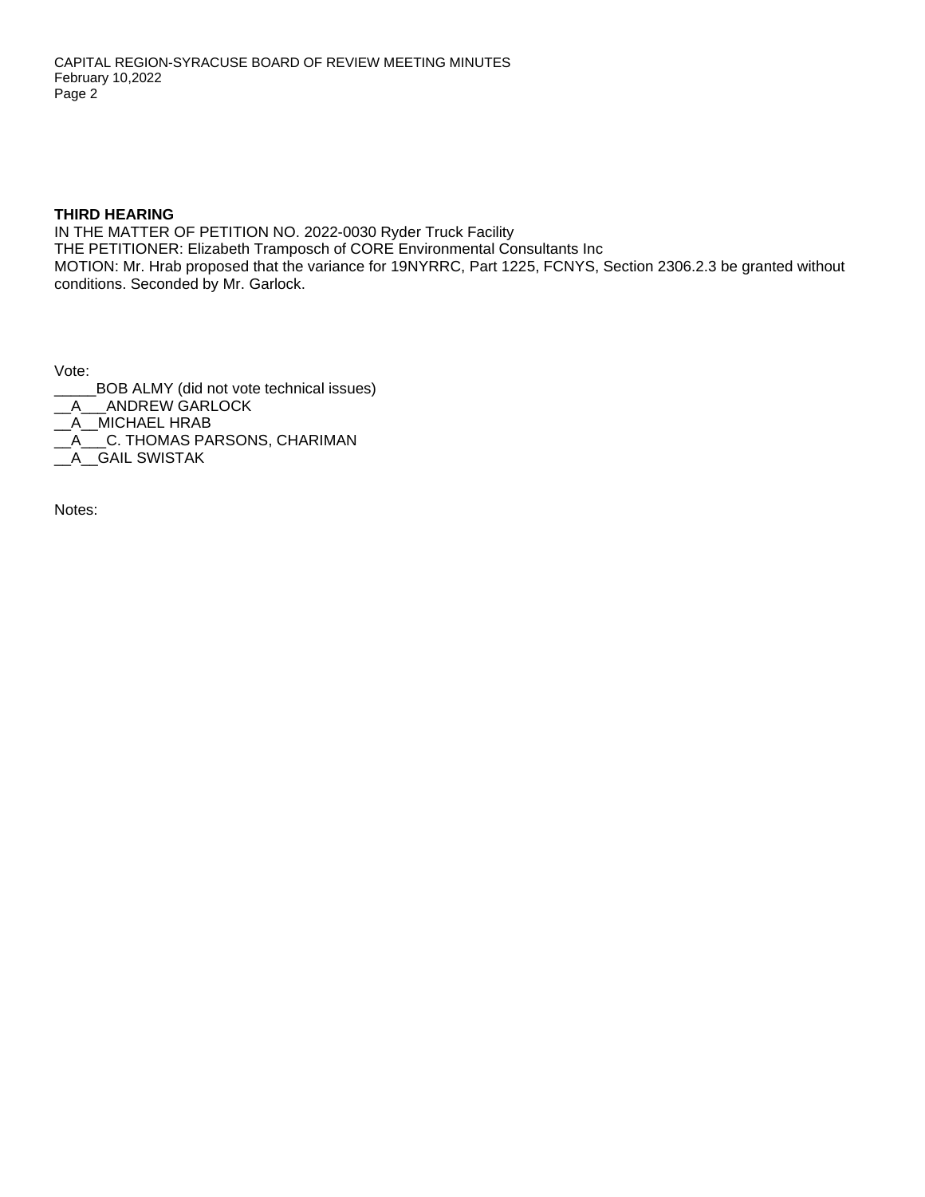**THIRD HEARING**

IN THE MATTER OF PETITION NO. 2022-0030 Ryder Truck Facility
THE PETITIONER: Elizabeth Tramposch of CORE Environmental Consultants Inc
MOTION: Mr. Hrab proposed that the variance for 19NYRRC, Part 1225, FCNYS, Section 2306.2.3 be granted without conditions. Seconded by Mr. Garlock.

Vote:
_____BOB ALMY (did not vote technical issues)
__A___ANDREW GARLOCK
__A__MICHAEL HRAB
__A___C. THOMAS PARSONS, CHARIMAN
__A__GAIL SWISTAK

Notes: